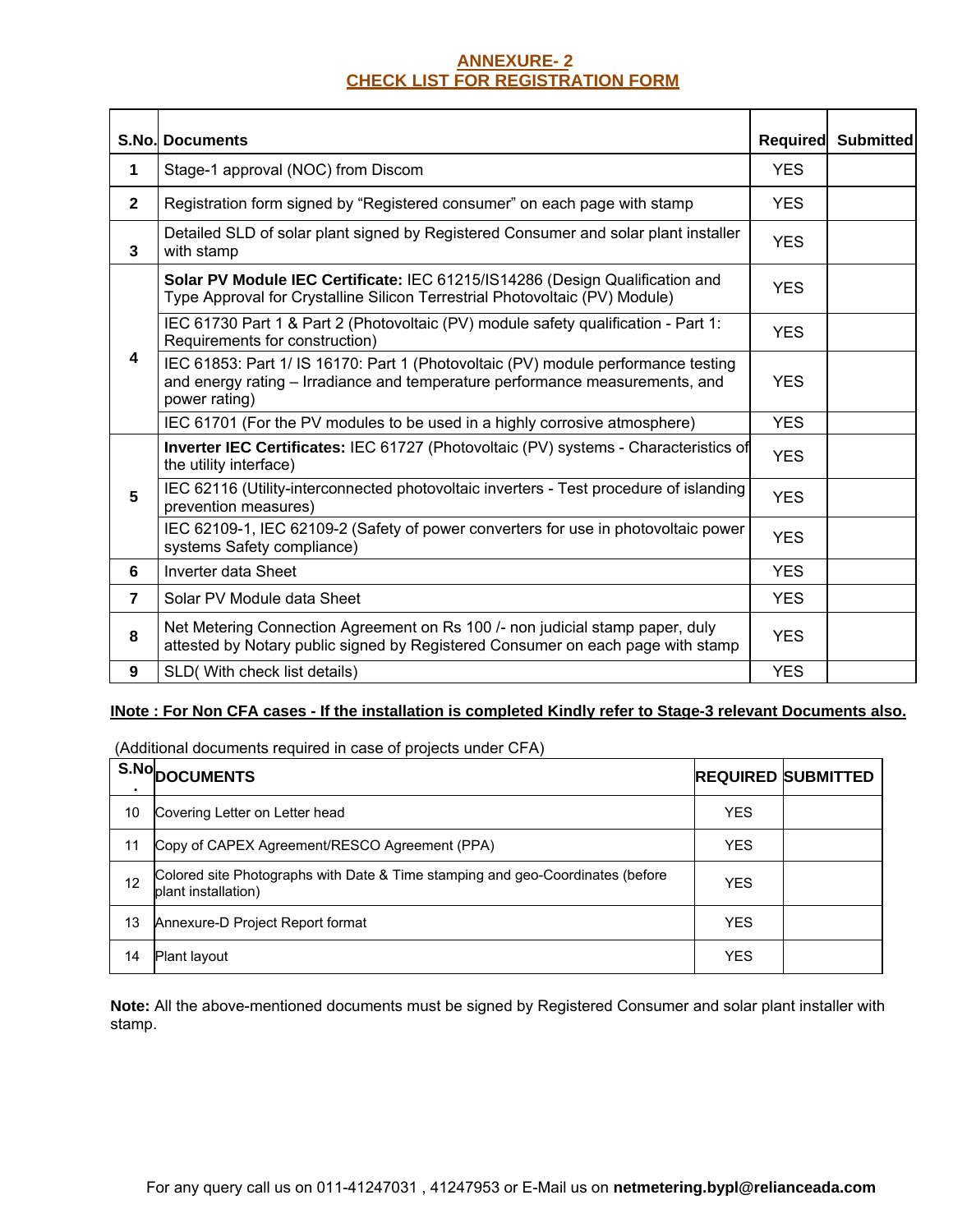# ANNEXURE- 2
## CHECK LIST FOR REGISTRATION FORM

| S.No. | Documents | Required | Submitted |
|---|---|---|---|
| 1 | Stage-1 approval (NOC) from Discom | YES | |
| 2 | Registration form signed by “Registered consumer” on each page with stamp | YES | |
| 3 | Detailed SLD of solar plant signed by Registered Consumer and solar plant installer with stamp | YES | |
| 4 | **Solar PV Module IEC Certificate:** IEC 61215/IS14286 (Design Qualification and Type Approval for Crystalline Silicon Terrestrial Photovoltaic (PV) Module) | YES | |
| | IEC 61730 Part 1 & Part 2 (Photovoltaic (PV) module safety qualification - Part 1: Requirements for construction) | YES | |
| | IEC 61853: Part 1/ IS 16170: Part 1 (Photovoltaic (PV) module performance testing and energy rating – Irradiance and temperature performance measurements, and power rating) | YES | |
| | IEC 61701 (For the PV modules to be used in a highly corrosive atmosphere) | YES | |
| 5 | **Inverter IEC Certificates:** IEC 61727 (Photovoltaic (PV) systems - Characteristics of the utility interface) | YES | |
| | IEC 62116 (Utility-interconnected photovoltaic inverters - Test procedure of islanding prevention measures) | YES | |
| | IEC 62109-1, IEC 62109-2 (Safety of power converters for use in photovoltaic power systems Safety compliance) | YES | |
| 6 | Inverter data Sheet | YES | |
| 7 | Solar PV Module data Sheet | YES | |
| 8 | Net Metering Connection Agreement on Rs 100 /- non judicial stamp paper, duly attested by Notary public signed by Registered Consumer on each page with stamp | YES | |
| 9 | SLD( With check list details) | YES | |

**INote : For Non CFA cases - If the installation is completed Kindly refer to Stage-3 relevant Documents also.**

(Additional documents required in case of projects under CFA)

| S.No. | DOCUMENTS | REQUIRED | SUBMITTED |
|---|---|---|---|
| 10 | Covering Letter on Letter head | YES | |
| 11 | Copy of CAPEX Agreement/RESCO Agreement (PPA) | YES | |
| 12 | Colored site Photographs with Date & Time stamping and geo-Coordinates (before plant installation) | YES | |
| 13 | Annexure-D Project Report format | YES | |
| 14 | Plant layout | YES | |

**Note:** All the above-mentioned documents must be signed by Registered Consumer and solar plant installer with stamp.

For any query call us on 011-41247031 , 41247953 or E-Mail us on **netmetering.bypl@relianceada.com**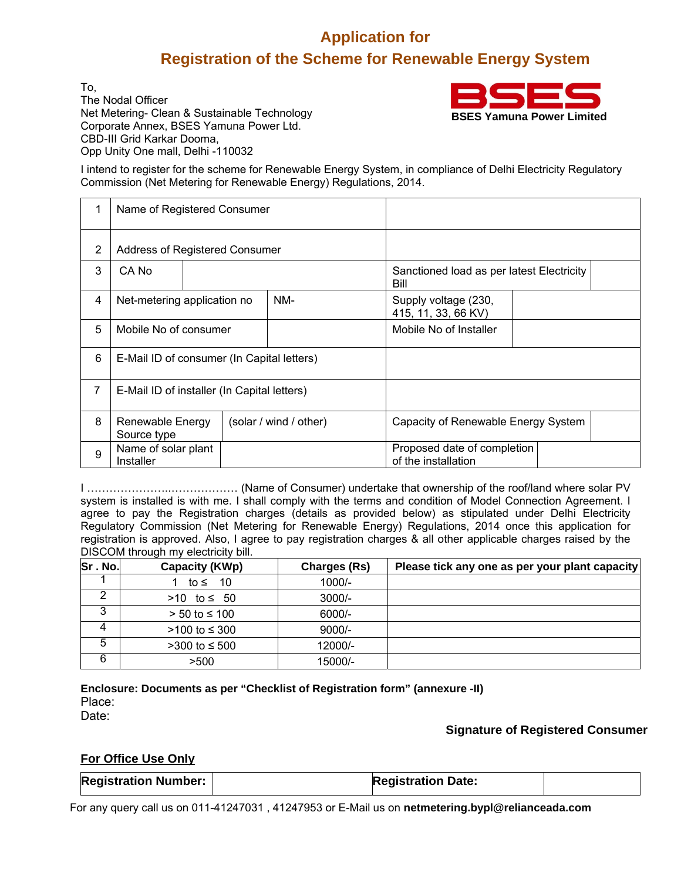# Application for

# Registration of the Scheme for Renewable Energy System

To,
The Nodal Officer
Net Metering- Clean & Sustainable Technology
Corporate Annex, BSES Yamuna Power Ltd.
CBD-III Grid Karkar Dooma,
Opp Unity One mall, Delhi -110032

**BSES**
**BSES Yamuna Power Limited**

I intend to register for the scheme for Renewable Energy System, in compliance of Delhi Electricity Regulatory Commission (Net Metering for Renewable Energy) Regulations, 2014.

| | | | | |
|---|---|---|---|---|
| 1 | Name of Registered Consumer | | | |
| 2 | Address of Registered Consumer | | | |
| 3 | CA No | | Sanctioned load as per latest Electricity Bill | |
| 4 | Net-metering application no | NM- | Supply voltage (230, 415, 11, 33, 66 KV) | |
| 5 | Mobile No of consumer | | Mobile No of Installer | |
| 6 | E-Mail ID of consumer (In Capital letters) | | | |
| 7 | E-Mail ID of installer (In Capital letters) | | | |
| 8 | Renewable Energy Source type | (solar / wind / other) | Capacity of Renewable Energy System | |
| 9 | Name of solar plant Installer | | Proposed date of completion of the installation | |

I ……………………..……………… (Name of Consumer) undertake that ownership of the roof/land where solar PV system is installed is with me. I shall comply with the terms and condition of Model Connection Agreement. I agree to pay the Registration charges (details as provided below) as stipulated under Delhi Electricity Regulatory Commission (Net Metering for Renewable Energy) Regulations, 2014 once this application for registration is approved. Also, I agree to pay registration charges & all other applicable charges raised by the DISCOM through my electricity bill.

| Sr . No. | Capacity (KWp) | Charges (Rs) | Please tick any one as per your plant capacity |
|---|---|---|---|
| 1 | 1 to ≤ 10 | 1000/- | |
| 2 | >10 to ≤ 50 | 3000/- | |
| 3 | > 50 to ≤ 100 | 6000/- | |
| 4 | >100 to ≤ 300 | 9000/- | |
| 5 | >300 to ≤ 500 | 12000/- | |
| 6 | >500 | 15000/- | |

**Enclosure: Documents as per "Checklist of Registration form" (annexure -II)**
Place:
Date:

**Signature of Registered Consumer**

**For Office Use Only**

| **Registration Number:** | | **Registration Date:** | |
|---|---|---|---|

For any query call us on 011-41247031 , 41247953 or E-Mail us on **netmetering.bypl@relianceada.com**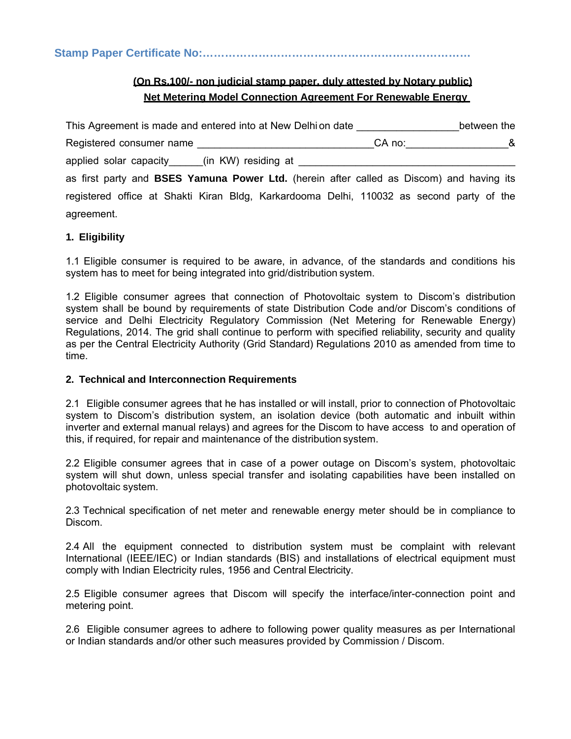**Stamp Paper Certificate No:……………………………………………………………**

**(On Rs.100/- non judicial stamp paper, duly attested by Notary public)**

**Net Metering Model Connection Agreement For Renewable Energy**

This Agreement is made and entered into at New Delhi on date _________________ between the Registered consumer name ______________________________ CA no:_________________ & applied solar capacity______(in KW) residing at _____________________________________ as first party and **BSES Yamuna Power Ltd.** (herein after called as Discom) and having its registered office at Shakti Kiran Bldg, Karkardooma Delhi, 110032 as second party of the agreement.

**1. Eligibility**

1.1 Eligible consumer is required to be aware, in advance, of the standards and conditions his system has to meet for being integrated into grid/distribution system.

1.2 Eligible consumer agrees that connection of Photovoltaic system to Discom's distribution system shall be bound by requirements of state Distribution Code and/or Discom's conditions of service and Delhi Electricity Regulatory Commission (Net Metering for Renewable Energy) Regulations, 2014. The grid shall continue to perform with specified reliability, security and quality as per the Central Electricity Authority (Grid Standard) Regulations 2010 as amended from time to time.

**2. Technical and Interconnection Requirements**

2.1 Eligible consumer agrees that he has installed or will install, prior to connection of Photovoltaic system to Discom's distribution system, an isolation device (both automatic and inbuilt within inverter and external manual relays) and agrees for the Discom to have access to and operation of this, if required, for repair and maintenance of the distribution system.

2.2 Eligible consumer agrees that in case of a power outage on Discom's system, photovoltaic system will shut down, unless special transfer and isolating capabilities have been installed on photovoltaic system.

2.3 Technical specification of net meter and renewable energy meter should be in compliance to Discom.

2.4 All the equipment connected to distribution system must be complaint with relevant International (IEEE/IEC) or Indian standards (BIS) and installations of electrical equipment must comply with Indian Electricity rules, 1956 and Central Electricity.

2.5 Eligible consumer agrees that Discom will specify the interface/inter-connection point and metering point.

2.6 Eligible consumer agrees to adhere to following power quality measures as per International or Indian standards and/or other such measures provided by Commission / Discom.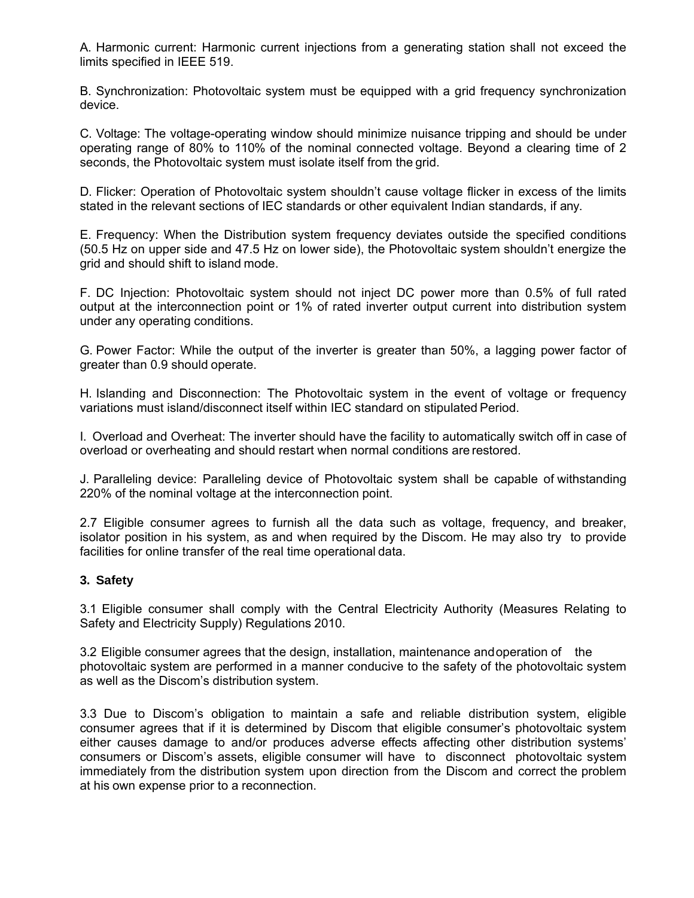A. Harmonic current: Harmonic current injections from a generating station shall not exceed the limits specified in IEEE 519.

B. Synchronization: Photovoltaic system must be equipped with a grid frequency synchronization device.

C. Voltage: The voltage-operating window should minimize nuisance tripping and should be under operating range of 80% to 110% of the nominal connected voltage. Beyond a clearing time of 2 seconds, the Photovoltaic system must isolate itself from the grid.

D. Flicker: Operation of Photovoltaic system shouldn't cause voltage flicker in excess of the limits stated in the relevant sections of IEC standards or other equivalent Indian standards, if any.

E. Frequency: When the Distribution system frequency deviates outside the specified conditions (50.5 Hz on upper side and 47.5 Hz on lower side), the Photovoltaic system shouldn't energize the grid and should shift to island mode.

F. DC Injection: Photovoltaic system should not inject DC power more than 0.5% of full rated output at the interconnection point or 1% of rated inverter output current into distribution system under any operating conditions.

G. Power Factor: While the output of the inverter is greater than 50%, a lagging power factor of greater than 0.9 should operate.

H. Islanding and Disconnection: The Photovoltaic system in the event of voltage or frequency variations must island/disconnect itself within IEC standard on stipulated Period.

I. Overload and Overheat: The inverter should have the facility to automatically switch off in case of overload or overheating and should restart when normal conditions are restored.

J. Paralleling device: Paralleling device of Photovoltaic system shall be capable of withstanding 220% of the nominal voltage at the interconnection point.

2.7 Eligible consumer agrees to furnish all the data such as voltage, frequency, and breaker, isolator position in his system, as and when required by the Discom. He may also try to provide facilities for online transfer of the real time operational data.

### 3. Safety

3.1 Eligible consumer shall comply with the Central Electricity Authority (Measures Relating to Safety and Electricity Supply) Regulations 2010.

3.2 Eligible consumer agrees that the design, installation, maintenance and operation of the photovoltaic system are performed in a manner conducive to the safety of the photovoltaic system as well as the Discom's distribution system.

3.3 Due to Discom's obligation to maintain a safe and reliable distribution system, eligible consumer agrees that if it is determined by Discom that eligible consumer's photovoltaic system either causes damage to and/or produces adverse effects affecting other distribution systems' consumers or Discom's assets, eligible consumer will have to disconnect photovoltaic system immediately from the distribution system upon direction from the Discom and correct the problem at his own expense prior to a reconnection.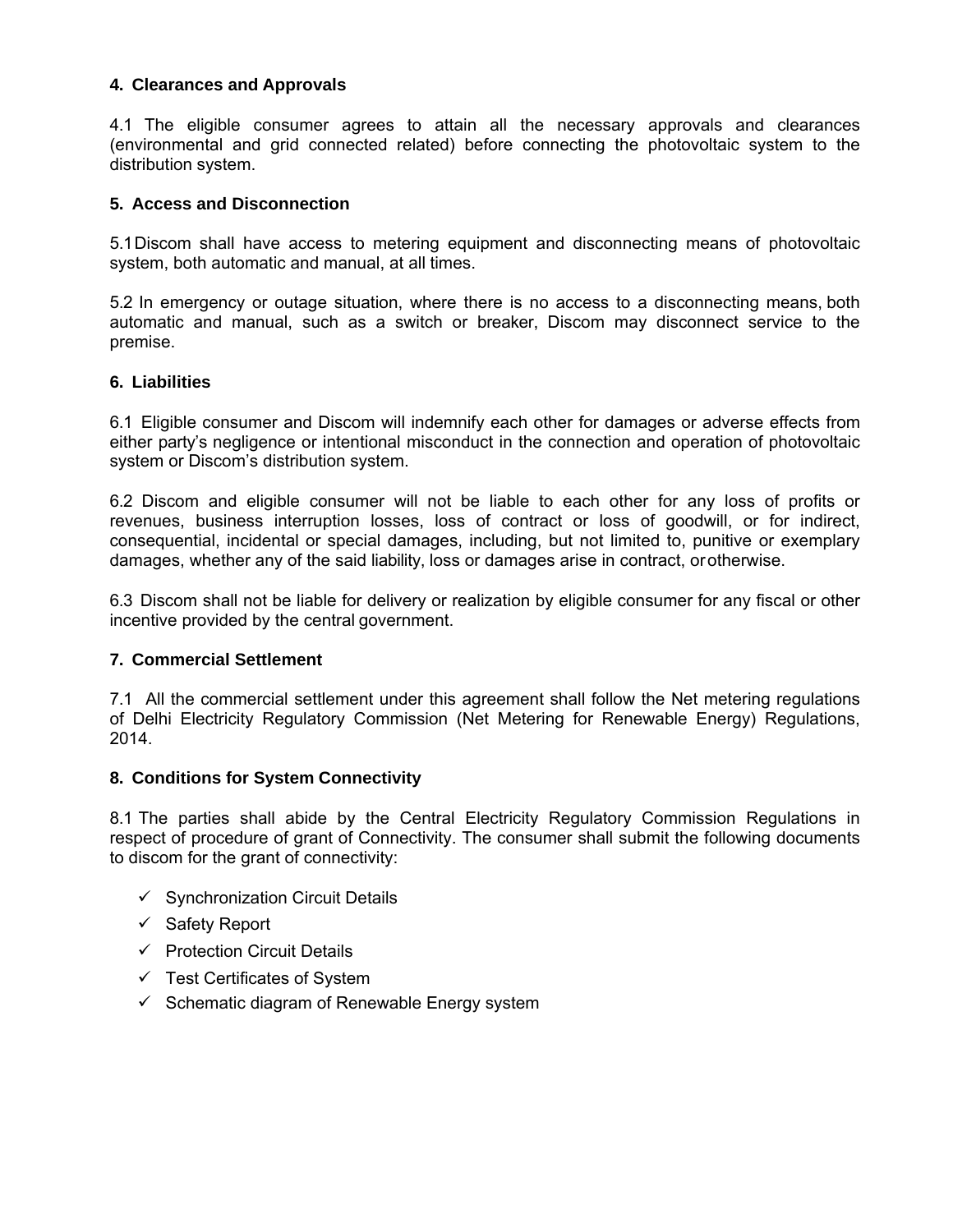## 4. Clearances and Approvals

4.1 The eligible consumer agrees to attain all the necessary approvals and clearances (environmental and grid connected related) before connecting the photovoltaic system to the distribution system.

## 5. Access and Disconnection

5.1 Discom shall have access to metering equipment and disconnecting means of photovoltaic system, both automatic and manual, at all times.

5.2 In emergency or outage situation, where there is no access to a disconnecting means, both automatic and manual, such as a switch or breaker, Discom may disconnect service to the premise.

## 6. Liabilities

6.1 Eligible consumer and Discom will indemnify each other for damages or adverse effects from either party's negligence or intentional misconduct in the connection and operation of photovoltaic system or Discom's distribution system.

6.2 Discom and eligible consumer will not be liable to each other for any loss of profits or revenues, business interruption losses, loss of contract or loss of goodwill, or for indirect, consequential, incidental or special damages, including, but not limited to, punitive or exemplary damages, whether any of the said liability, loss or damages arise in contract, or otherwise.

6.3 Discom shall not be liable for delivery or realization by eligible consumer for any fiscal or other incentive provided by the central government.

## 7. Commercial Settlement

7.1 All the commercial settlement under this agreement shall follow the Net metering regulations of Delhi Electricity Regulatory Commission (Net Metering for Renewable Energy) Regulations, 2014.

## 8. Conditions for System Connectivity

8.1 The parties shall abide by the Central Electricity Regulatory Commission Regulations in respect of procedure of grant of Connectivity. The consumer shall submit the following documents to discom for the grant of connectivity:

- ✓ Synchronization Circuit Details
- ✓ Safety Report
- ✓ Protection Circuit Details
- ✓ Test Certificates of System
- ✓ Schematic diagram of Renewable Energy system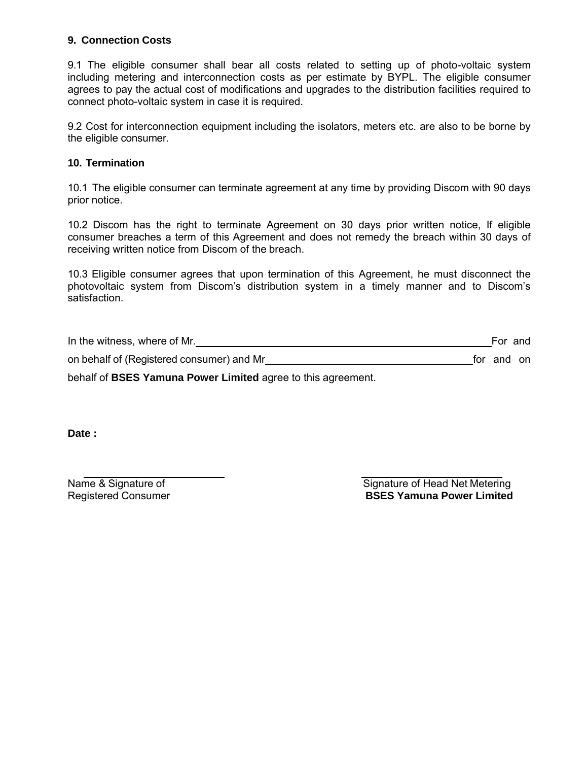**9. Connection Costs**

9.1 The eligible consumer shall bear all costs related to setting up of photo-voltaic system including metering and interconnection costs as per estimate by BYPL. The eligible consumer agrees to pay the actual cost of modifications and upgrades to the distribution facilities required to connect photo-voltaic system in case it is required.

9.2 Cost for interconnection equipment including the isolators, meters etc. are also to be borne by the eligible consumer.

**10. Termination**

10.1 The eligible consumer can terminate agreement at any time by providing Discom with 90 days prior notice.

10.2 Discom has the right to terminate Agreement on 30 days prior written notice, If eligible consumer breaches a term of this Agreement and does not remedy the breach within 30 days of receiving written notice from Discom of the breach.

10.3 Eligible consumer agrees that upon termination of this Agreement, he must disconnect the photovoltaic system from Discom's distribution system in a timely manner and to Discom's satisfaction.

In the witness, where of Mr.\_\_\_\_\_\_\_\_\_\_\_\_\_\_\_\_\_\_\_\_\_\_\_\_\_\_\_\_\_\_\_\_\_\_\_\_\_\_\_\_ For and on behalf of (Registered consumer) and Mr\_\_\_\_\_\_\_\_\_\_\_\_\_\_\_\_\_\_\_\_\_\_\_\_\_\_\_\_ for and on behalf of **BSES Yamuna Power Limited** agree to this agreement.

**Date :**

\_\_\_\_\_\_\_\_\_\_\_\_\_\_\_\_\_\_\_\_\_\_\_\_
Name & Signature of
Registered Consumer

\_\_\_\_\_\_\_\_\_\_\_\_\_\_\_\_\_\_\_\_\_\_\_\_
Signature of Head Net Metering
**BSES Yamuna Power Limited**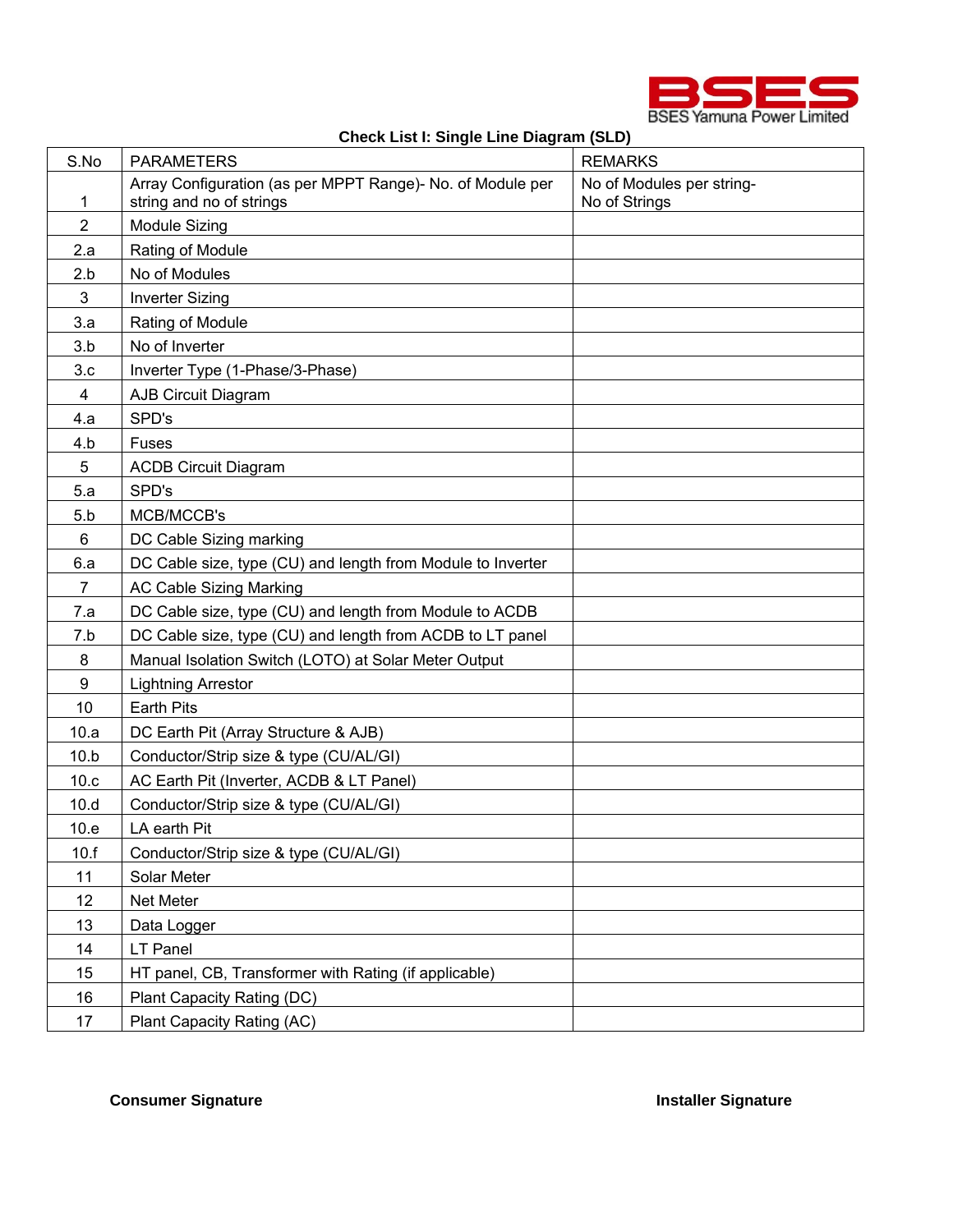BSES Yamuna Power Limited

## Check List I: Single Line Diagram (SLD)

| S.No | PARAMETERS | REMARKS |
|---|---|---|
| 1 | Array Configuration (as per MPPT Range)- No. of Module per string and no of strings | No of Modules per string-<br>No of Strings |
| 2 | Module Sizing | |
| 2.a | Rating of Module | |
| 2.b | No of Modules | |
| 3 | Inverter Sizing | |
| 3.a | Rating of Module | |
| 3.b | No of Inverter | |
| 3.c | Inverter Type (1-Phase/3-Phase) | |
| 4 | AJB Circuit Diagram | |
| 4.a | SPD's | |
| 4.b | Fuses | |
| 5 | ACDB Circuit Diagram | |
| 5.a | SPD's | |
| 5.b | MCB/MCCB's | |
| 6 | DC Cable Sizing marking | |
| 6.a | DC Cable size, type (CU) and length from Module to Inverter | |
| 7 | AC Cable Sizing Marking | |
| 7.a | DC Cable size, type (CU) and length from Module to ACDB | |
| 7.b | DC Cable size, type (CU) and length from ACDB to LT panel | |
| 8 | Manual Isolation Switch (LOTO) at Solar Meter Output | |
| 9 | Lightning Arrestor | |
| 10 | Earth Pits | |
| 10.a | DC Earth Pit (Array Structure & AJB) | |
| 10.b | Conductor/Strip size & type (CU/AL/GI) | |
| 10.c | AC Earth Pit (Inverter, ACDB & LT Panel) | |
| 10.d | Conductor/Strip size & type (CU/AL/GI) | |
| 10.e | LA earth Pit | |
| 10.f | Conductor/Strip size & type (CU/AL/GI) | |
| 11 | Solar Meter | |
| 12 | Net Meter | |
| 13 | Data Logger | |
| 14 | LT Panel | |
| 15 | HT panel, CB, Transformer with Rating (if applicable) | |
| 16 | Plant Capacity Rating (DC) | |
| 17 | Plant Capacity Rating (AC) | |

**Consumer Signature** **Installer Signature**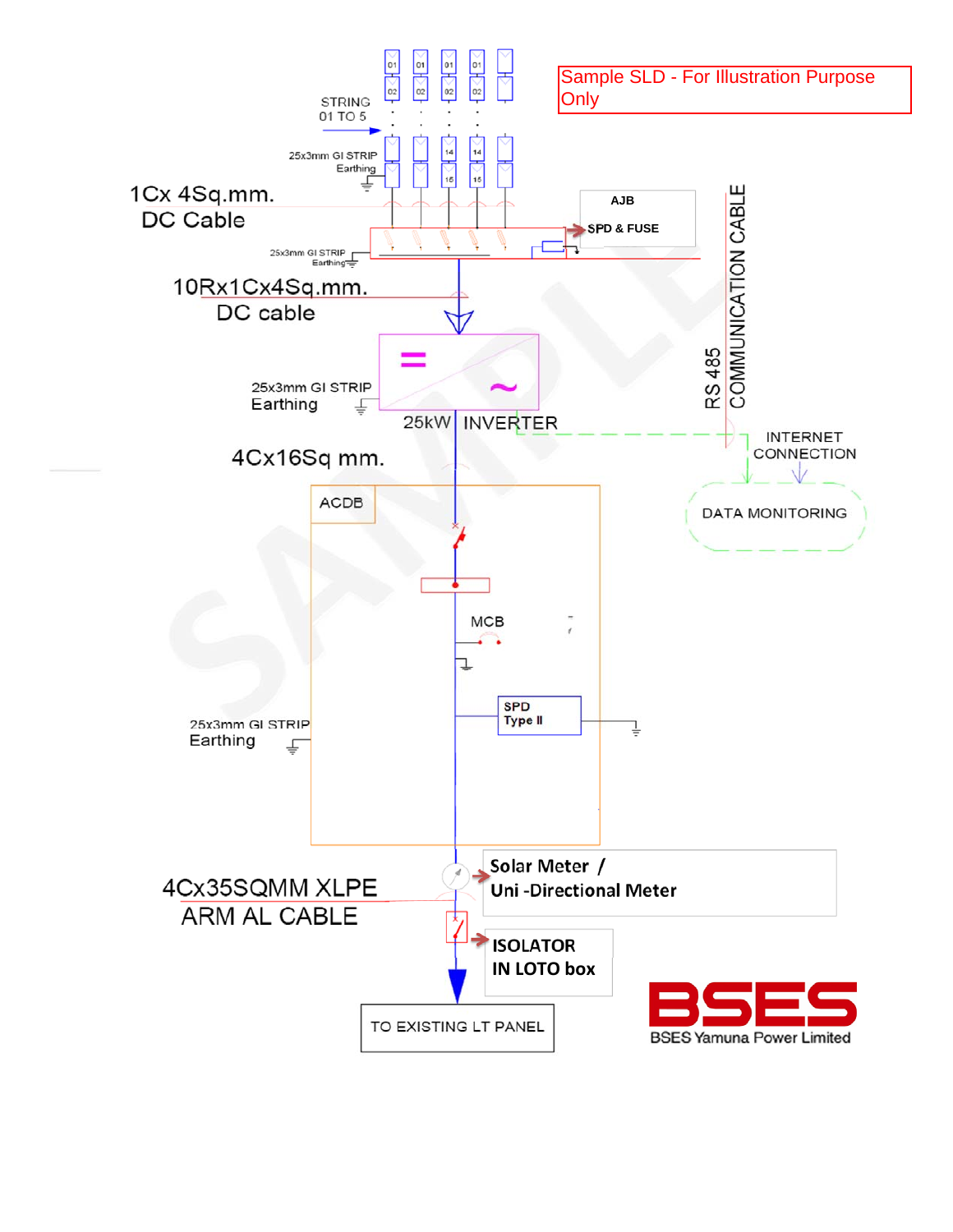Sample SLD - For Illustration Purpose Only

STRING 01 TO 5

25x3mm GI STRIP Earthing

1Cx 4Sq.mm. DC Cable

AJB

SPD & FUSE

25x3mm GI STRIP Earthing

10Rx1Cx4Sq.mm. DC cable

RS 485 COMMUNICATION CABLE

25x3mm GI STRIP Earthing

25kW INVERTER

INTERNET CONNECTION

DATA MONITORING

4Cx16Sq mm.

ACDB

MCB

SPD Type II

25x3mm GI STRIP Earthing

4Cx35SQMM XLPE ARM AL CABLE

Solar Meter / Uni -Directional Meter

ISOLATOR IN LOTO box

TO EXISTING LT PANEL

BSES

BSES Yamuna Power Limited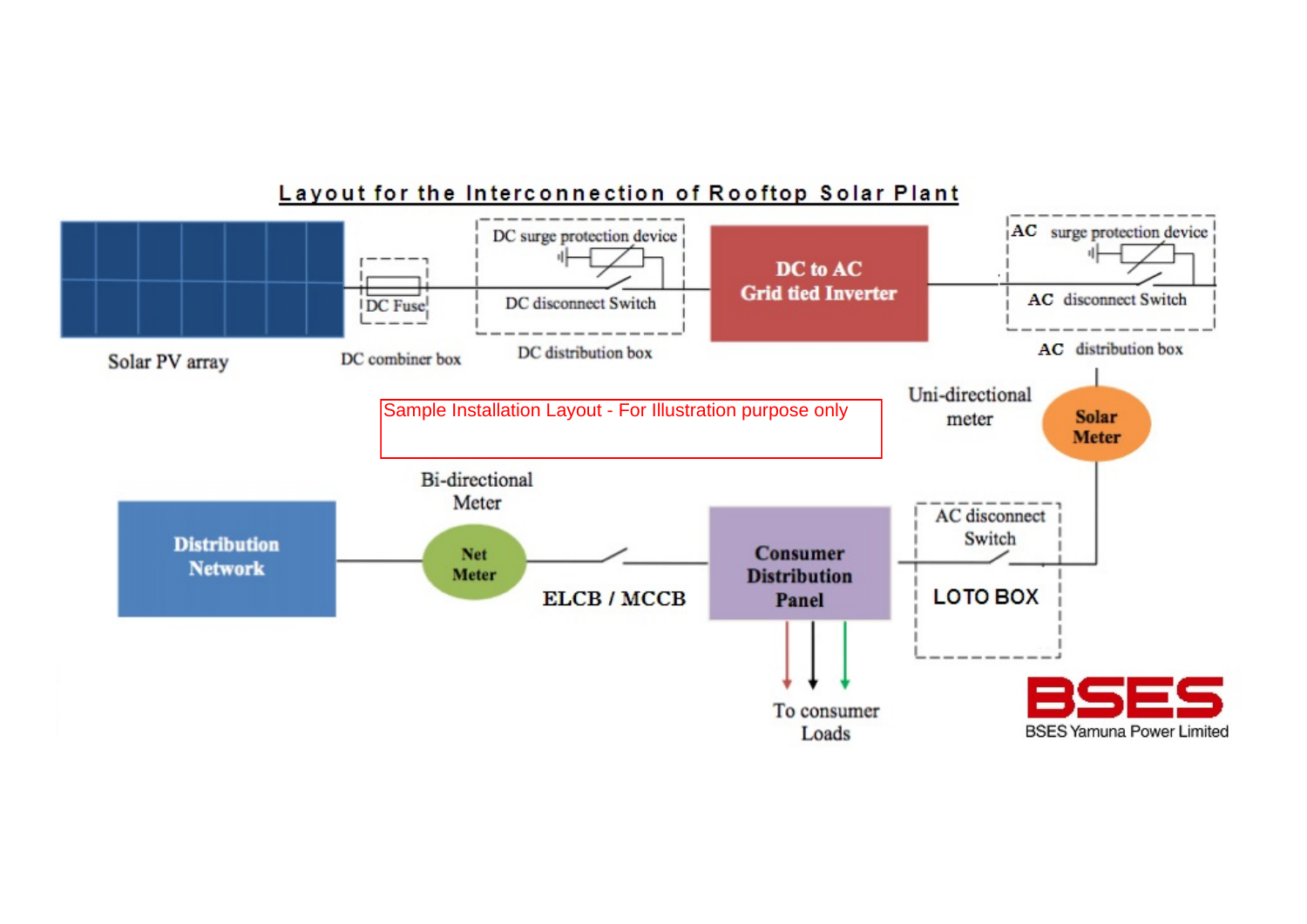## Layout for the Interconnection of Rooftop Solar Plant

Solar PV array

DC Fuse

DC combiner box

DC surge protection device

DC disconnect Switch

DC distribution box

DC to AC
Grid tied Inverter

AC surge protection device

AC disconnect Switch

AC distribution box

Uni-directional meter

Solar Meter

Sample Installation Layout - For Illustration purpose only

Bi-directional Meter

Distribution Network

Net Meter

ELCB / MCCB

Consumer Distribution Panel

AC disconnect Switch

LOTO BOX

To consumer Loads

BSES

BSES Yamuna Power Limited